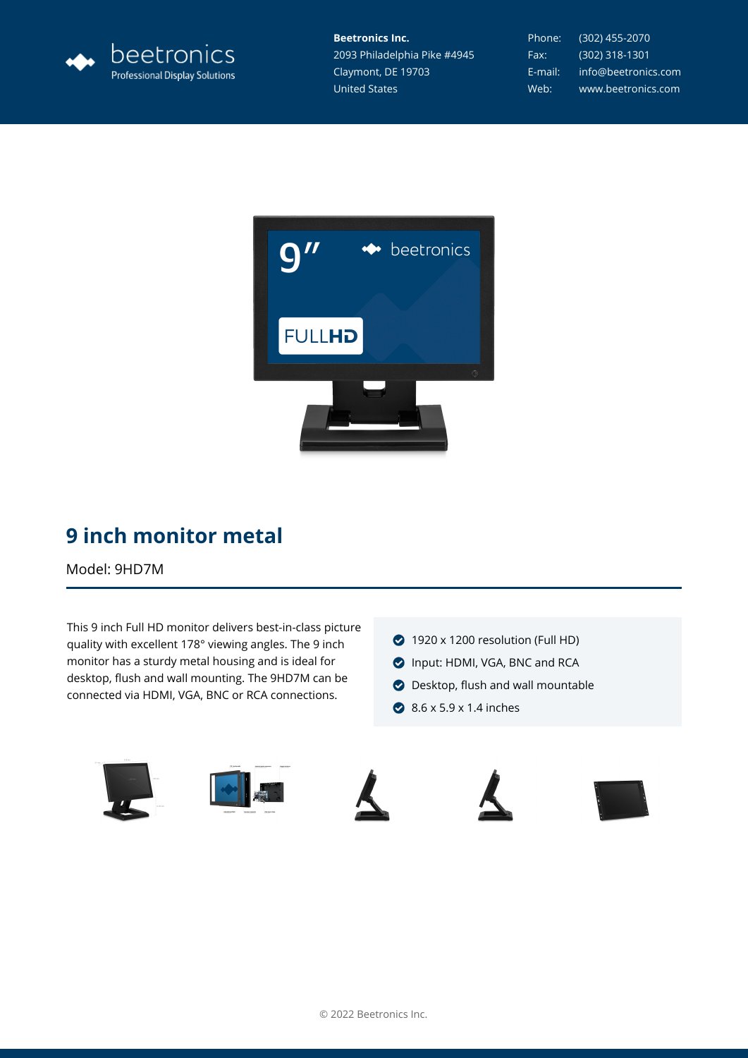beetronics
Professional Display Solutions

**Beetronics Inc.**
2093 Philadelphia Pike #4945
Claymont, DE 19703
United States

Phone: (302) 455-2070
Fax: (302) 318-1301
E-mail: info@beetronics.com
Web: www.beetronics.com

# 9 inch monitor metal

Model: 9HD7M

This 9 inch Full HD monitor delivers best-in-class picture quality with excellent 178° viewing angles. The 9 inch monitor has a sturdy metal housing and is ideal for desktop, flush and wall mounting. The 9HD7M can be connected via HDMI, VGA, BNC or RCA connections.

- 1920 x 1200 resolution (Full HD)
- Input: HDMI, VGA, BNC and RCA
- Desktop, flush and wall mountable
- 8.6 x 5.9 x 1.4 inches

© 2022 Beetronics Inc.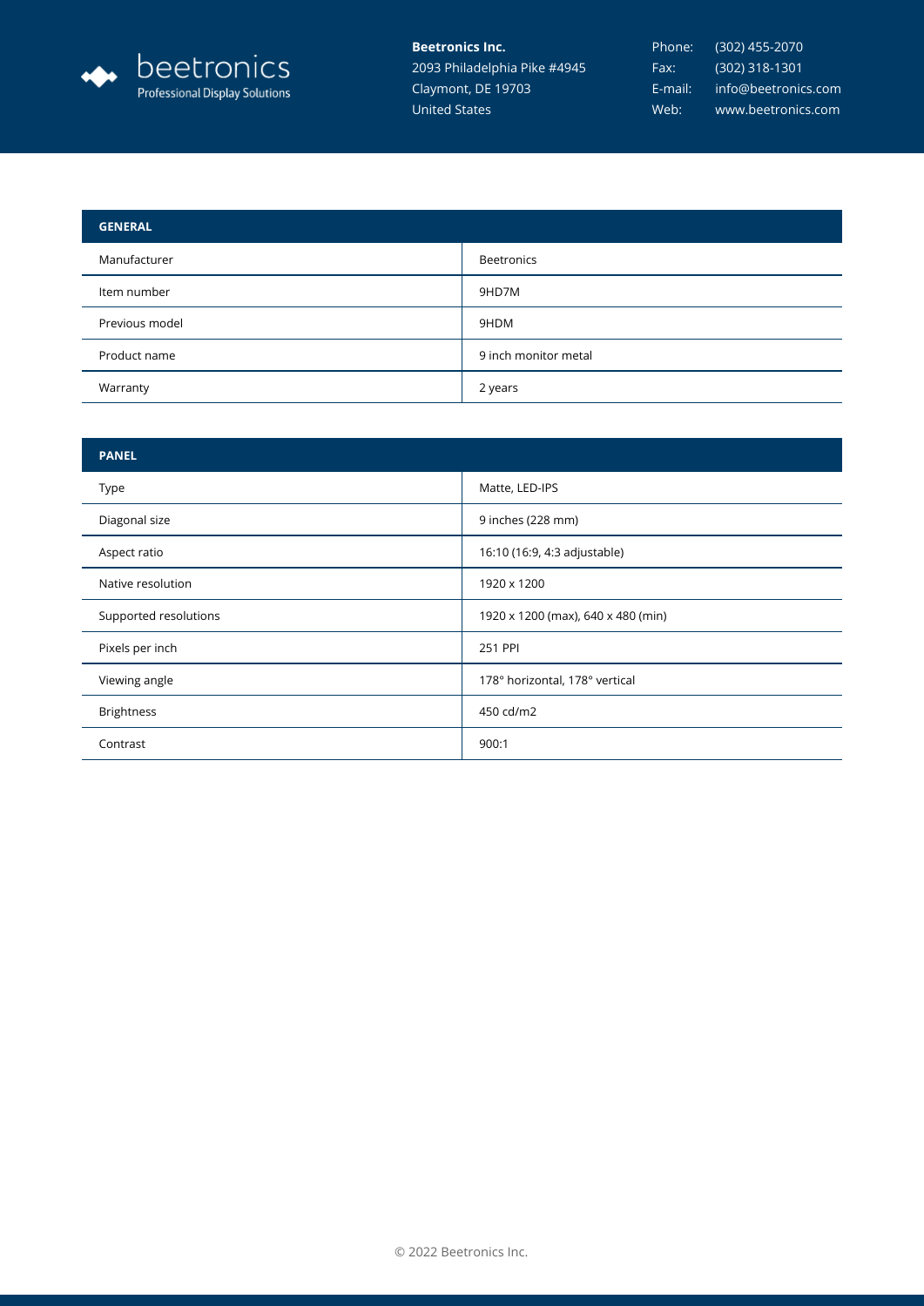| GENERAL | |
|---|---|
| Manufacturer | Beetronics |
| Item number | 9HD7M |
| Previous model | 9HDM |
| Product name | 9 inch monitor metal |
| Warranty | 2 years |

| PANEL | |
|---|---|
| Type | Matte, LED-IPS |
| Diagonal size | 9 inches (228 mm) |
| Aspect ratio | 16:10 (16:9, 4:3 adjustable) |
| Native resolution | 1920 x 1200 |
| Supported resolutions | 1920 x 1200 (max), 640 x 480 (min) |
| Pixels per inch | 251 PPI |
| Viewing angle | 178° horizontal, 178° vertical |
| Brightness | 450 cd/m2 |
| Contrast | 900:1 |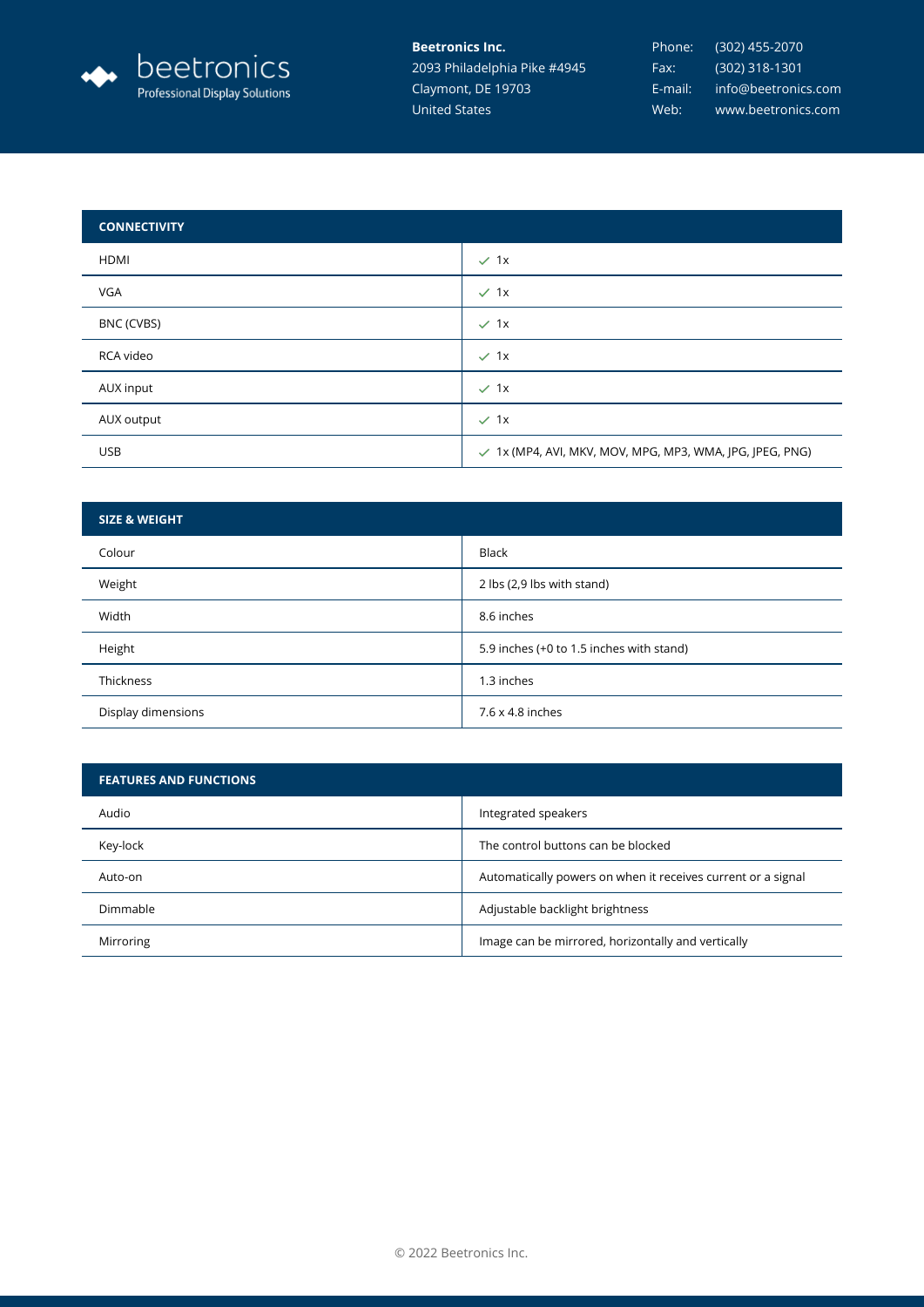| CONNECTIVITY | |
|---|---|
| HDMI | ✓ 1x |
| VGA | ✓ 1x |
| BNC (CVBS) | ✓ 1x |
| RCA video | ✓ 1x |
| AUX input | ✓ 1x |
| AUX output | ✓ 1x |
| USB | ✓ 1x (MP4, AVI, MKV, MOV, MPG, MP3, WMA, JPG, JPEG, PNG) |

| SIZE & WEIGHT | |
|---|---|
| Colour | Black |
| Weight | 2 lbs (2,9 lbs with stand) |
| Width | 8.6 inches |
| Height | 5.9 inches (+0 to 1.5 inches with stand) |
| Thickness | 1.3 inches |
| Display dimensions | 7.6 x 4.8 inches |

| FEATURES AND FUNCTIONS | |
|---|---|
| Audio | Integrated speakers |
| Key-lock | The control buttons can be blocked |
| Auto-on | Automatically powers on when it receives current or a signal |
| Dimmable | Adjustable backlight brightness |
| Mirroring | Image can be mirrored, horizontally and vertically |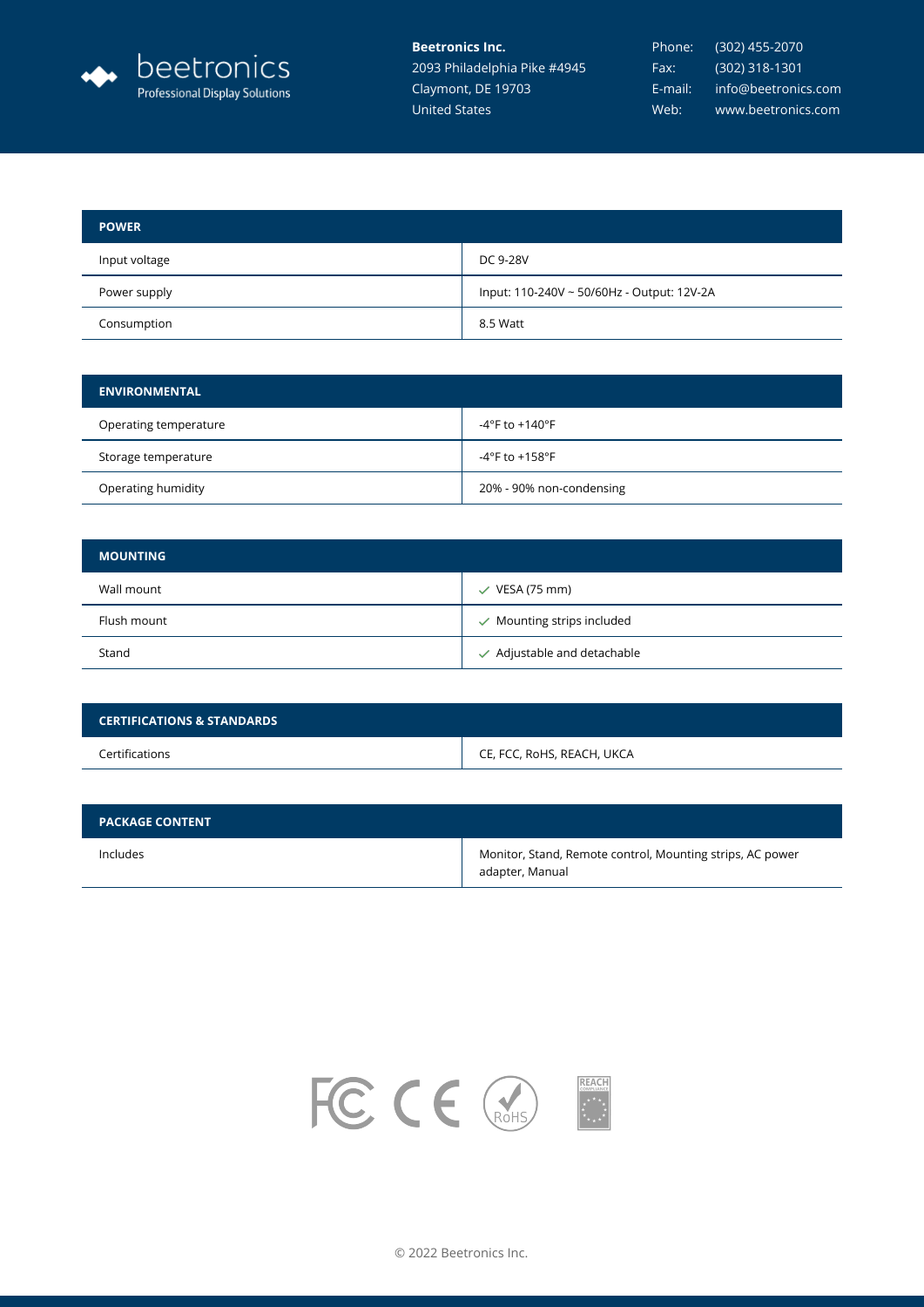beetronics
Professional Display Solutions

**Beetronics Inc.**
2093 Philadelphia Pike #4945
Claymont, DE 19703
United States

Phone: (302) 455-2070
Fax: (302) 318-1301
E-mail: info@beetronics.com
Web: www.beetronics.com

| POWER | |
| --- | --- |
| Input voltage | DC 9-28V |
| Power supply | Input: 110-240V ~ 50/60Hz - Output: 12V-2A |
| Consumption | 8.5 Watt |

| ENVIRONMENTAL | |
| --- | --- |
| Operating temperature | -4°F to +140°F |
| Storage temperature | -4°F to +158°F |
| Operating humidity | 20% - 90% non-condensing |

| MOUNTING | |
| --- | --- |
| Wall mount | ✓ VESA (75 mm) |
| Flush mount | ✓ Mounting strips included |
| Stand | ✓ Adjustable and detachable |

| CERTIFICATIONS & STANDARDS | |
| --- | --- |
| Certifications | CE, FCC, RoHS, REACH, UKCA |

| PACKAGE CONTENT | |
| --- | --- |
| Includes | Monitor, Stand, Remote control, Mounting strips, AC power adapter, Manual |

© 2022 Beetronics Inc.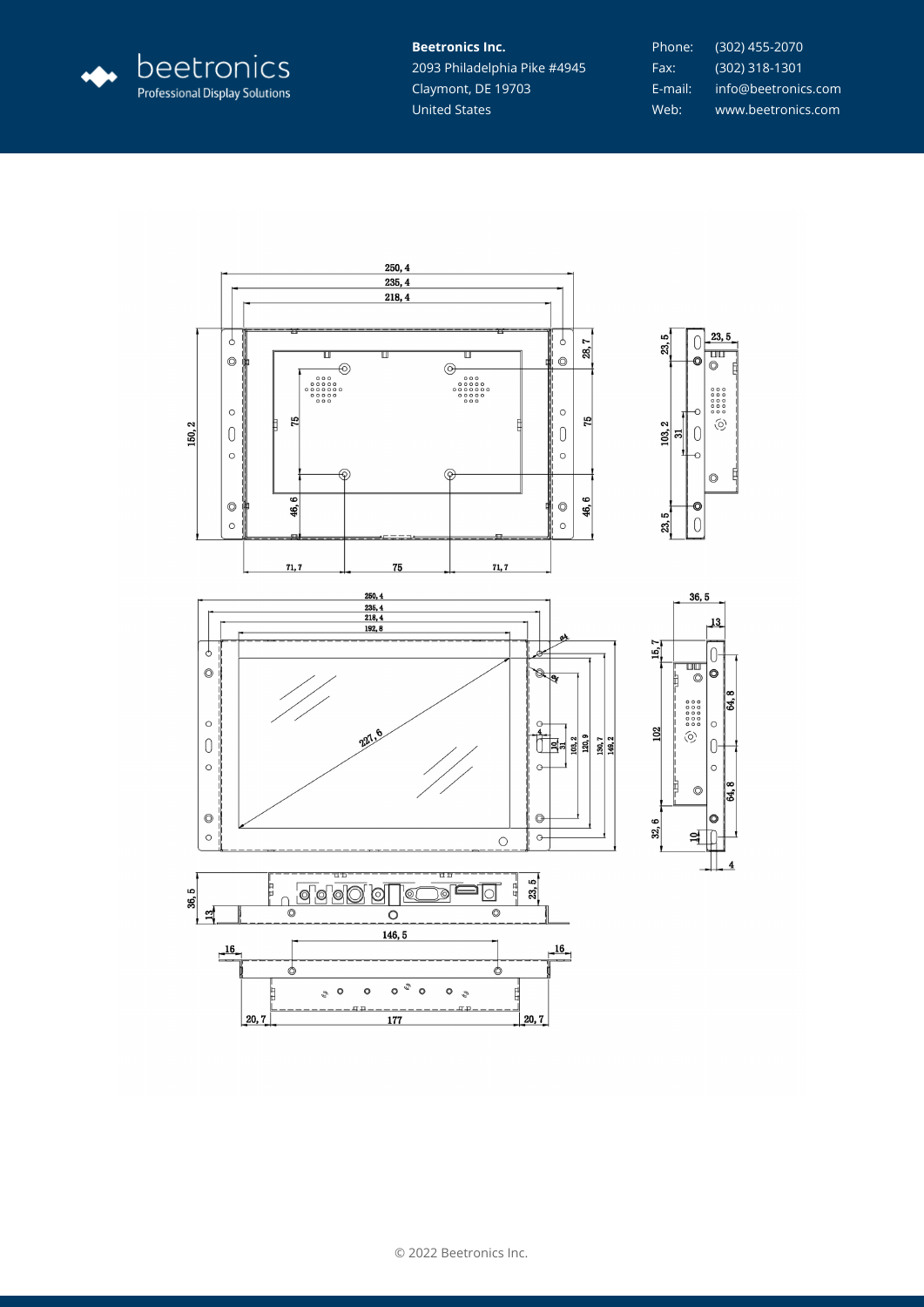Beetronics Inc.
2093 Philadelphia Pike #4945
Claymont, DE 19703
United States

Phone: (302) 455-2070
Fax: (302) 318-1301
E-mail: info@beetronics.com
Web: www.beetronics.com

250, 4
235, 4
218, 4
28, 7
75
46, 6
160, 2
71, 7
75
71, 7
23, 5
23, 5
103, 2
31
23, 5

250, 4
235, 4
218, 4
192, 8
227, 6
4
10
31
103, 2
120, 9
136, 7
149, 2
36, 5
13
15, 7
102
32, 6
64, 8
64, 8
10
4

36, 5
13
23, 5
146, 5
16
16
20, 7
177
20, 7

© 2022 Beetronics Inc.